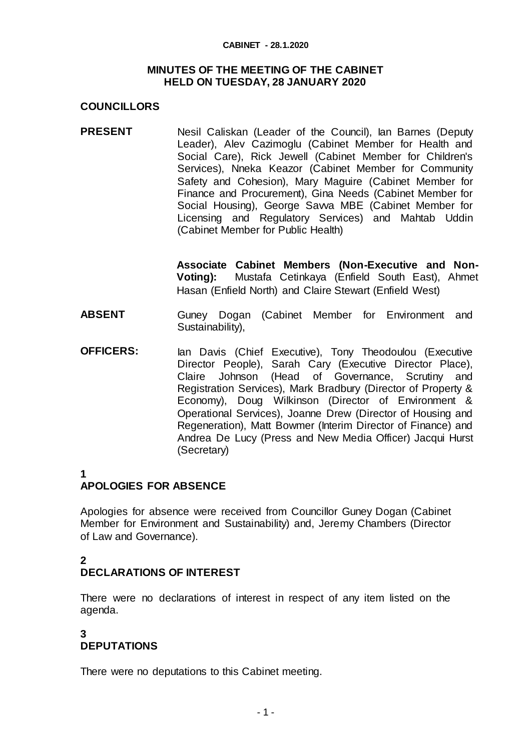# MINUTES OF THE MEETING OF THE CABINET HELD ON TUESDAY, 28 JANUARY 2020

## COUNCILLORS

**PRESENT** Nesil Caliskan (Leader of the Council), Ian Barnes (Deputy Leader), Alev Cazimoglu (Cabinet Member for Health and Social Care), Rick Jewell (Cabinet Member for Children's Services), Nneka Keazor (Cabinet Member for Community Safety and Cohesion), Mary Maguire (Cabinet Member for Finance and Procurement), Gina Needs (Cabinet Member for Social Housing), George Savva MBE (Cabinet Member for Licensing and Regulatory Services) and Mahtab Uddin (Cabinet Member for Public Health)

**Associate Cabinet Members (Non-Executive and Non-Voting):** Mustafa Cetinkaya (Enfield South East), Ahmet Hasan (Enfield North) and Claire Stewart (Enfield West)

**ABSENT** Guney Dogan (Cabinet Member for Environment and Sustainability),

**OFFICERS:** Ian Davis (Chief Executive), Tony Theodoulou (Executive Director People), Sarah Cary (Executive Director Place), Claire Johnson (Head of Governance, Scrutiny and Registration Services), Mark Bradbury (Director of Property & Economy), Doug Wilkinson (Director of Environment & Operational Services), Joanne Drew (Director of Housing and Regeneration), Matt Bowmer (Interim Director of Finance) and Andrea De Lucy (Press and New Media Officer) Jacqui Hurst (Secretary)

## 1 APOLOGIES FOR ABSENCE

Apologies for absence were received from Councillor Guney Dogan (Cabinet Member for Environment and Sustainability) and, Jeremy Chambers (Director of Law and Governance).

## 2 DECLARATIONS OF INTEREST

There were no declarations of interest in respect of any item listed on the agenda.

## 3 DEPUTATIONS

There were no deputations to this Cabinet meeting.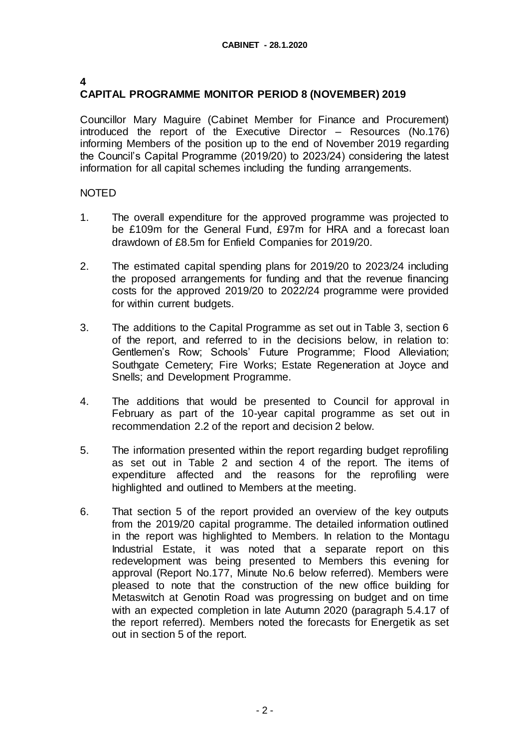## 4
## CAPITAL PROGRAMME MONITOR PERIOD 8 (NOVEMBER) 2019

Councillor Mary Maguire (Cabinet Member for Finance and Procurement) introduced the report of the Executive Director – Resources (No.176) informing Members of the position up to the end of November 2019 regarding the Council's Capital Programme (2019/20) to 2023/24) considering the latest information for all capital schemes including the funding arrangements.

NOTED

1. The overall expenditure for the approved programme was projected to be £109m for the General Fund, £97m for HRA and a forecast loan drawdown of £8.5m for Enfield Companies for 2019/20.

2. The estimated capital spending plans for 2019/20 to 2023/24 including the proposed arrangements for funding and that the revenue financing costs for the approved 2019/20 to 2022/24 programme were provided for within current budgets.

3. The additions to the Capital Programme as set out in Table 3, section 6 of the report, and referred to in the decisions below, in relation to: Gentlemen's Row; Schools' Future Programme; Flood Alleviation; Southgate Cemetery; Fire Works; Estate Regeneration at Joyce and Snells; and Development Programme.

4. The additions that would be presented to Council for approval in February as part of the 10-year capital programme as set out in recommendation 2.2 of the report and decision 2 below.

5. The information presented within the report regarding budget reprofiling as set out in Table 2 and section 4 of the report. The items of expenditure affected and the reasons for the reprofiling were highlighted and outlined to Members at the meeting.

6. That section 5 of the report provided an overview of the key outputs from the 2019/20 capital programme. The detailed information outlined in the report was highlighted to Members. In relation to the Montagu Industrial Estate, it was noted that a separate report on this redevelopment was being presented to Members this evening for approval (Report No.177, Minute No.6 below referred). Members were pleased to note that the construction of the new office building for Metaswitch at Genotin Road was progressing on budget and on time with an expected completion in late Autumn 2020 (paragraph 5.4.17 of the report referred). Members noted the forecasts for Energetik as set out in section 5 of the report.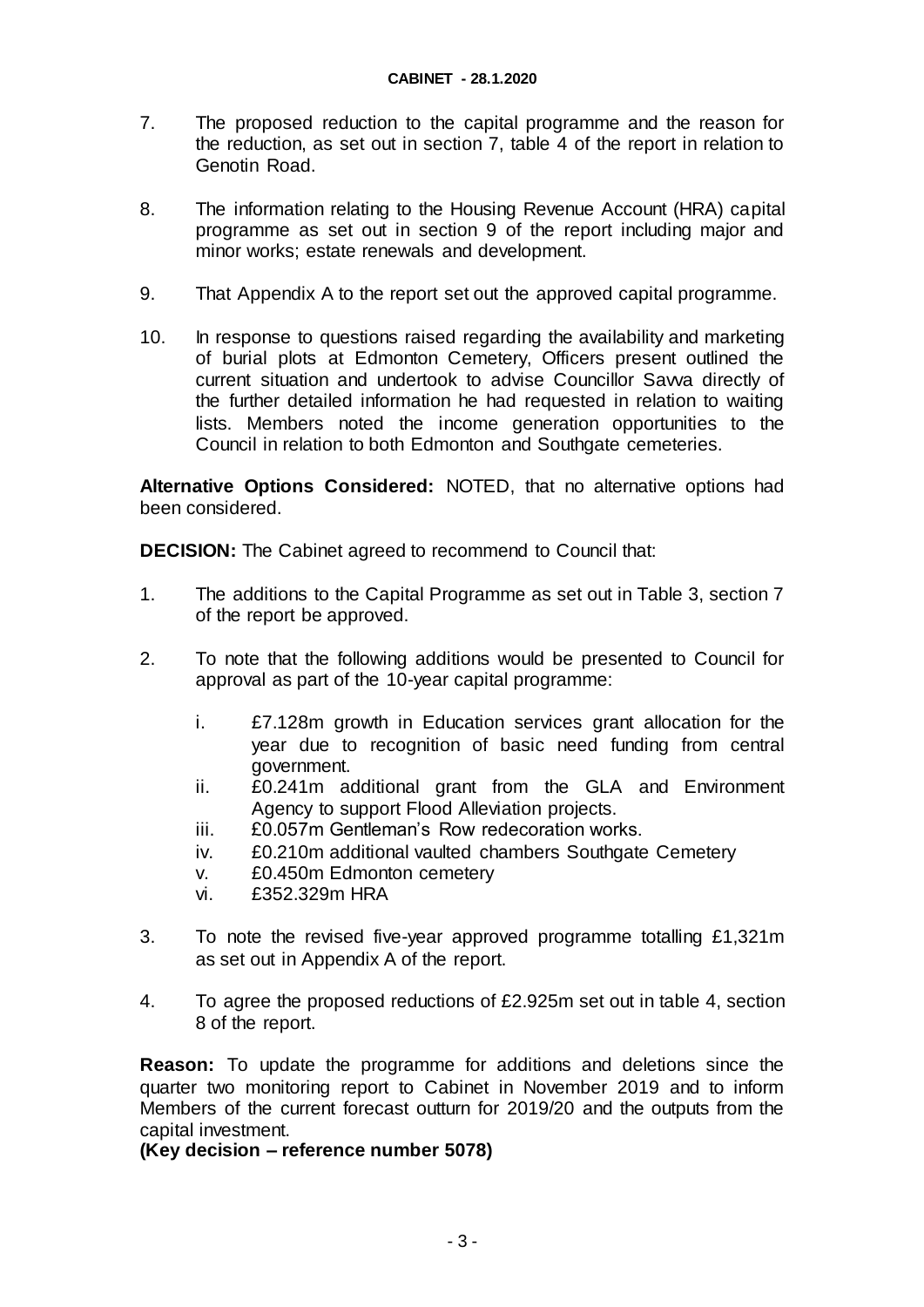7. The proposed reduction to the capital programme and the reason for the reduction, as set out in section 7, table 4 of the report in relation to Genotin Road.

8. The information relating to the Housing Revenue Account (HRA) capital programme as set out in section 9 of the report including major and minor works; estate renewals and development.

9. That Appendix A to the report set out the approved capital programme.

10. In response to questions raised regarding the availability and marketing of burial plots at Edmonton Cemetery, Officers present outlined the current situation and undertook to advise Councillor Savva directly of the further detailed information he had requested in relation to waiting lists. Members noted the income generation opportunities to the Council in relation to both Edmonton and Southgate cemeteries.

**Alternative Options Considered:** NOTED, that no alternative options had been considered.

**DECISION:** The Cabinet agreed to recommend to Council that:

1. The additions to the Capital Programme as set out in Table 3, section 7 of the report be approved.

2. To note that the following additions would be presented to Council for approval as part of the 10-year capital programme:

   i. £7.128m growth in Education services grant allocation for the year due to recognition of basic need funding from central government.
   ii. £0.241m additional grant from the GLA and Environment Agency to support Flood Alleviation projects.
   iii. £0.057m Gentleman's Row redecoration works.
   iv. £0.210m additional vaulted chambers Southgate Cemetery
   v. £0.450m Edmonton cemetery
   vi. £352.329m HRA

3. To note the revised five-year approved programme totalling £1,321m as set out in Appendix A of the report.

4. To agree the proposed reductions of £2.925m set out in table 4, section 8 of the report.

**Reason:** To update the programme for additions and deletions since the quarter two monitoring report to Cabinet in November 2019 and to inform Members of the current forecast outturn for 2019/20 and the outputs from the capital investment.
**(Key decision – reference number 5078)**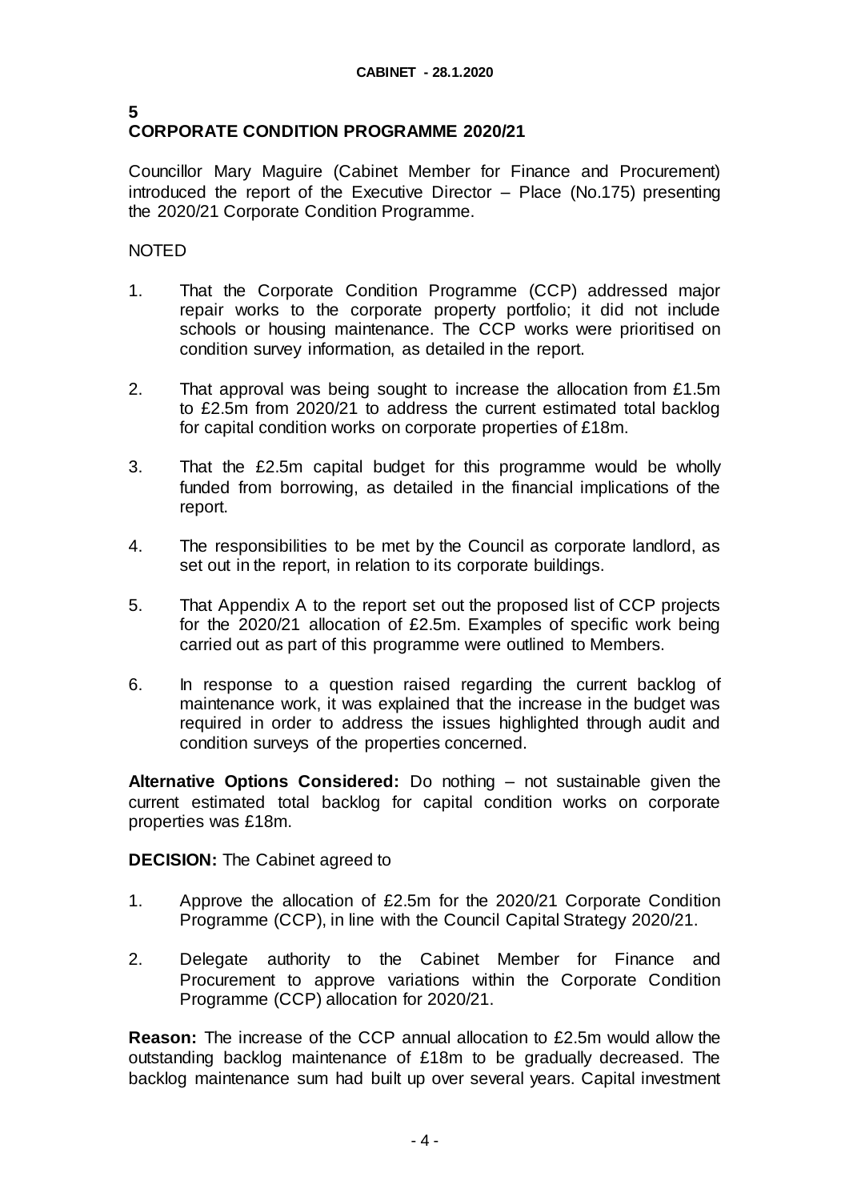## 5
## CORPORATE CONDITION PROGRAMME 2020/21

Councillor Mary Maguire (Cabinet Member for Finance and Procurement) introduced the report of the Executive Director – Place (No.175) presenting the 2020/21 Corporate Condition Programme.

NOTED

1. That the Corporate Condition Programme (CCP) addressed major repair works to the corporate property portfolio; it did not include schools or housing maintenance. The CCP works were prioritised on condition survey information, as detailed in the report.

2. That approval was being sought to increase the allocation from £1.5m to £2.5m from 2020/21 to address the current estimated total backlog for capital condition works on corporate properties of £18m.

3. That the £2.5m capital budget for this programme would be wholly funded from borrowing, as detailed in the financial implications of the report.

4. The responsibilities to be met by the Council as corporate landlord, as set out in the report, in relation to its corporate buildings.

5. That Appendix A to the report set out the proposed list of CCP projects for the 2020/21 allocation of £2.5m. Examples of specific work being carried out as part of this programme were outlined to Members.

6. In response to a question raised regarding the current backlog of maintenance work, it was explained that the increase in the budget was required in order to address the issues highlighted through audit and condition surveys of the properties concerned.

**Alternative Options Considered:** Do nothing – not sustainable given the current estimated total backlog for capital condition works on corporate properties was £18m.

**DECISION:** The Cabinet agreed to

1. Approve the allocation of £2.5m for the 2020/21 Corporate Condition Programme (CCP), in line with the Council Capital Strategy 2020/21.

2. Delegate authority to the Cabinet Member for Finance and Procurement to approve variations within the Corporate Condition Programme (CCP) allocation for 2020/21.

**Reason:** The increase of the CCP annual allocation to £2.5m would allow the outstanding backlog maintenance of £18m to be gradually decreased. The backlog maintenance sum had built up over several years. Capital investment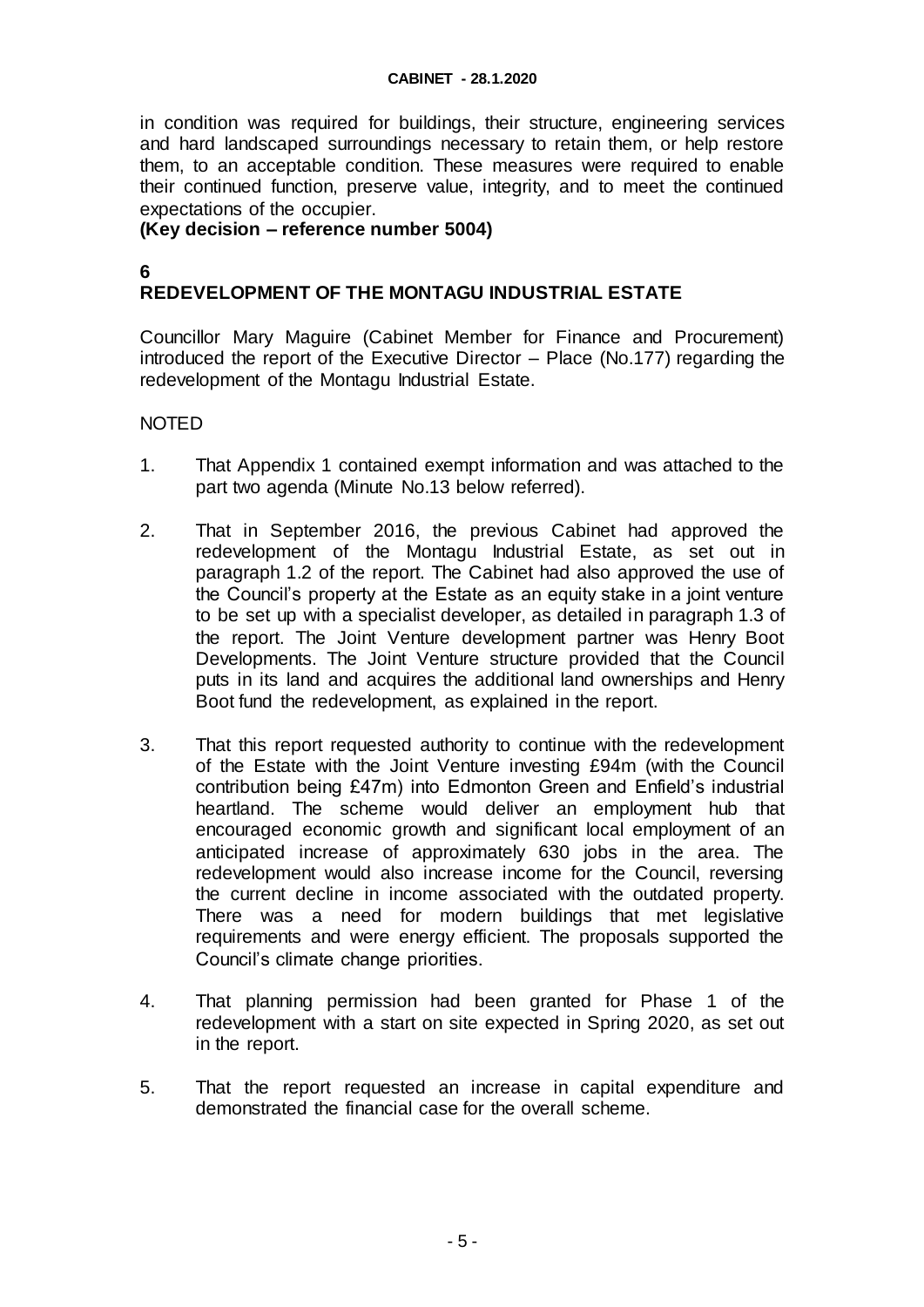in condition was required for buildings, their structure, engineering services and hard landscaped surroundings necessary to retain them, or help restore them, to an acceptable condition. These measures were required to enable their continued function, preserve value, integrity, and to meet the continued expectations of the occupier.

**(Key decision – reference number 5004)**

**6**

## REDEVELOPMENT OF THE MONTAGU INDUSTRIAL ESTATE

Councillor Mary Maguire (Cabinet Member for Finance and Procurement) introduced the report of the Executive Director – Place (No.177) regarding the redevelopment of the Montagu Industrial Estate.

NOTED

1. That Appendix 1 contained exempt information and was attached to the part two agenda (Minute No.13 below referred).

2. That in September 2016, the previous Cabinet had approved the redevelopment of the Montagu Industrial Estate, as set out in paragraph 1.2 of the report. The Cabinet had also approved the use of the Council's property at the Estate as an equity stake in a joint venture to be set up with a specialist developer, as detailed in paragraph 1.3 of the report. The Joint Venture development partner was Henry Boot Developments. The Joint Venture structure provided that the Council puts in its land and acquires the additional land ownerships and Henry Boot fund the redevelopment, as explained in the report.

3. That this report requested authority to continue with the redevelopment of the Estate with the Joint Venture investing £94m (with the Council contribution being £47m) into Edmonton Green and Enfield's industrial heartland. The scheme would deliver an employment hub that encouraged economic growth and significant local employment of an anticipated increase of approximately 630 jobs in the area. The redevelopment would also increase income for the Council, reversing the current decline in income associated with the outdated property. There was a need for modern buildings that met legislative requirements and were energy efficient. The proposals supported the Council's climate change priorities.

4. That planning permission had been granted for Phase 1 of the redevelopment with a start on site expected in Spring 2020, as set out in the report.

5. That the report requested an increase in capital expenditure and demonstrated the financial case for the overall scheme.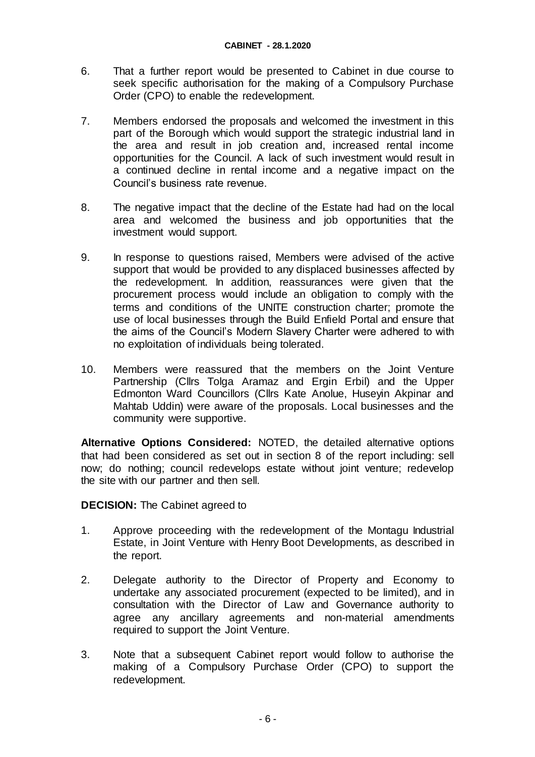6. That a further report would be presented to Cabinet in due course to seek specific authorisation for the making of a Compulsory Purchase Order (CPO) to enable the redevelopment.

7. Members endorsed the proposals and welcomed the investment in this part of the Borough which would support the strategic industrial land in the area and result in job creation and, increased rental income opportunities for the Council. A lack of such investment would result in a continued decline in rental income and a negative impact on the Council's business rate revenue.

8. The negative impact that the decline of the Estate had had on the local area and welcomed the business and job opportunities that the investment would support.

9. In response to questions raised, Members were advised of the active support that would be provided to any displaced businesses affected by the redevelopment. In addition, reassurances were given that the procurement process would include an obligation to comply with the terms and conditions of the UNITE construction charter; promote the use of local businesses through the Build Enfield Portal and ensure that the aims of the Council's Modern Slavery Charter were adhered to with no exploitation of individuals being tolerated.

10. Members were reassured that the members on the Joint Venture Partnership (Cllrs Tolga Aramaz and Ergin Erbil) and the Upper Edmonton Ward Councillors (Cllrs Kate Anolue, Huseyin Akpinar and Mahtab Uddin) were aware of the proposals. Local businesses and the community were supportive.

**Alternative Options Considered:** NOTED, the detailed alternative options that had been considered as set out in section 8 of the report including: sell now; do nothing; council redevelops estate without joint venture; redevelop the site with our partner and then sell.

**DECISION:** The Cabinet agreed to

1. Approve proceeding with the redevelopment of the Montagu Industrial Estate, in Joint Venture with Henry Boot Developments, as described in the report.

2. Delegate authority to the Director of Property and Economy to undertake any associated procurement (expected to be limited), and in consultation with the Director of Law and Governance authority to agree any ancillary agreements and non-material amendments required to support the Joint Venture.

3. Note that a subsequent Cabinet report would follow to authorise the making of a Compulsory Purchase Order (CPO) to support the redevelopment.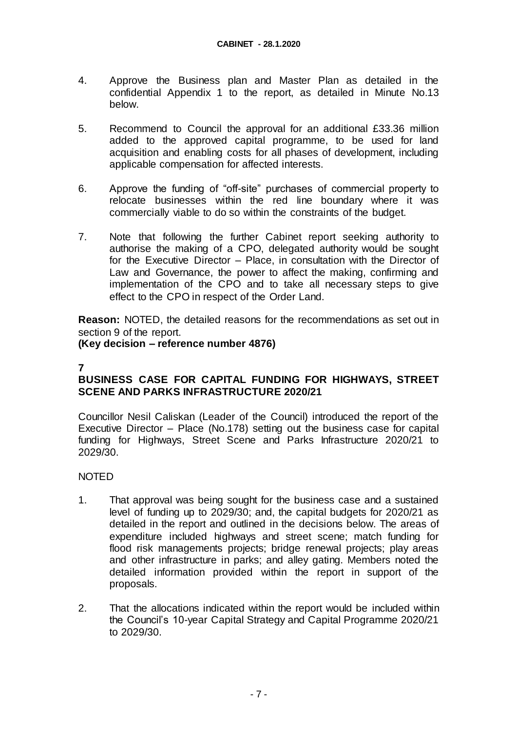4. Approve the Business plan and Master Plan as detailed in the confidential Appendix 1 to the report, as detailed in Minute No.13 below.

5. Recommend to Council the approval for an additional £33.36 million added to the approved capital programme, to be used for land acquisition and enabling costs for all phases of development, including applicable compensation for affected interests.

6. Approve the funding of "off-site" purchases of commercial property to relocate businesses within the red line boundary where it was commercially viable to do so within the constraints of the budget.

7. Note that following the further Cabinet report seeking authority to authorise the making of a CPO, delegated authority would be sought for the Executive Director – Place, in consultation with the Director of Law and Governance, the power to affect the making, confirming and implementation of the CPO and to take all necessary steps to give effect to the CPO in respect of the Order Land.

**Reason:** NOTED, the detailed reasons for the recommendations as set out in section 9 of the report.
**(Key decision – reference number 4876)**

**7**
**BUSINESS CASE FOR CAPITAL FUNDING FOR HIGHWAYS, STREET SCENE AND PARKS INFRASTRUCTURE 2020/21**

Councillor Nesil Caliskan (Leader of the Council) introduced the report of the Executive Director – Place (No.178) setting out the business case for capital funding for Highways, Street Scene and Parks Infrastructure 2020/21 to 2029/30.

NOTED

1. That approval was being sought for the business case and a sustained level of funding up to 2029/30; and, the capital budgets for 2020/21 as detailed in the report and outlined in the decisions below. The areas of expenditure included highways and street scene; match funding for flood risk managements projects; bridge renewal projects; play areas and other infrastructure in parks; and alley gating. Members noted the detailed information provided within the report in support of the proposals.

2. That the allocations indicated within the report would be included within the Council's 10-year Capital Strategy and Capital Programme 2020/21 to 2029/30.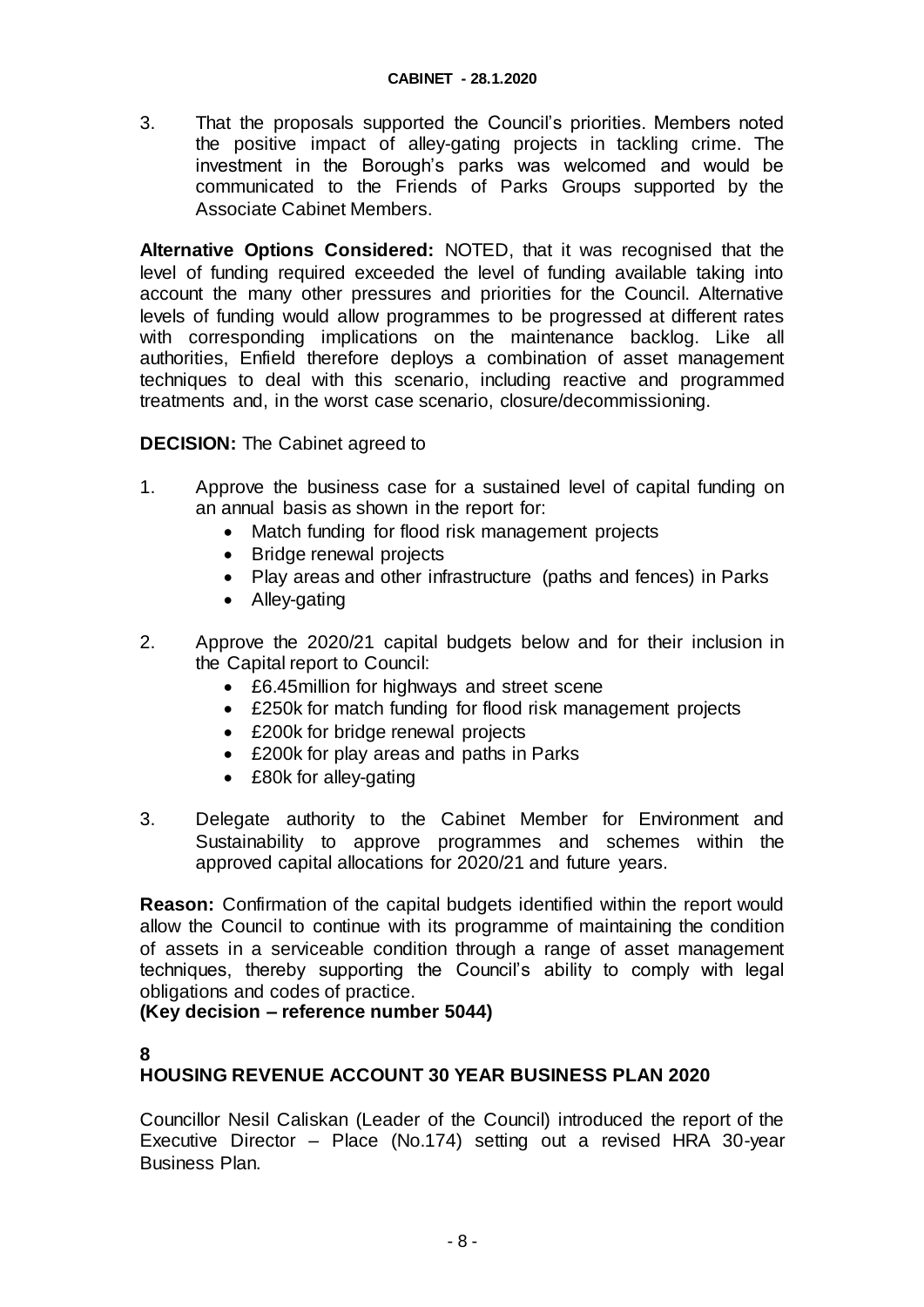3. That the proposals supported the Council's priorities. Members noted the positive impact of alley-gating projects in tackling crime. The investment in the Borough's parks was welcomed and would be communicated to the Friends of Parks Groups supported by the Associate Cabinet Members.

**Alternative Options Considered:** NOTED, that it was recognised that the level of funding required exceeded the level of funding available taking into account the many other pressures and priorities for the Council. Alternative levels of funding would allow programmes to be progressed at different rates with corresponding implications on the maintenance backlog. Like all authorities, Enfield therefore deploys a combination of asset management techniques to deal with this scenario, including reactive and programmed treatments and, in the worst case scenario, closure/decommissioning.

**DECISION:** The Cabinet agreed to

1. Approve the business case for a sustained level of capital funding on an annual basis as shown in the report for:
   - Match funding for flood risk management projects
   - Bridge renewal projects
   - Play areas and other infrastructure (paths and fences) in Parks
   - Alley-gating

2. Approve the 2020/21 capital budgets below and for their inclusion in the Capital report to Council:
   - £6.45million for highways and street scene
   - £250k for match funding for flood risk management projects
   - £200k for bridge renewal projects
   - £200k for play areas and paths in Parks
   - £80k for alley-gating

3. Delegate authority to the Cabinet Member for Environment and Sustainability to approve programmes and schemes within the approved capital allocations for 2020/21 and future years.

**Reason:** Confirmation of the capital budgets identified within the report would allow the Council to continue with its programme of maintaining the condition of assets in a serviceable condition through a range of asset management techniques, thereby supporting the Council's ability to comply with legal obligations and codes of practice.
**(Key decision – reference number 5044)**

## 8
## HOUSING REVENUE ACCOUNT 30 YEAR BUSINESS PLAN 2020

Councillor Nesil Caliskan (Leader of the Council) introduced the report of the Executive Director – Place (No.174) setting out a revised HRA 30-year Business Plan.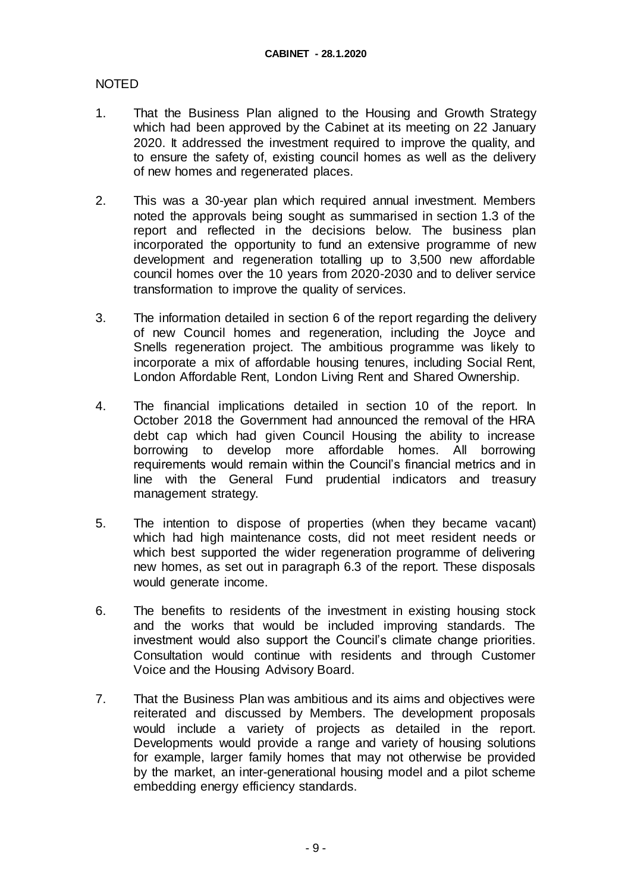NOTED

1. That the Business Plan aligned to the Housing and Growth Strategy which had been approved by the Cabinet at its meeting on 22 January 2020. It addressed the investment required to improve the quality, and to ensure the safety of, existing council homes as well as the delivery of new homes and regenerated places.

2. This was a 30-year plan which required annual investment. Members noted the approvals being sought as summarised in section 1.3 of the report and reflected in the decisions below. The business plan incorporated the opportunity to fund an extensive programme of new development and regeneration totalling up to 3,500 new affordable council homes over the 10 years from 2020-2030 and to deliver service transformation to improve the quality of services.

3. The information detailed in section 6 of the report regarding the delivery of new Council homes and regeneration, including the Joyce and Snells regeneration project. The ambitious programme was likely to incorporate a mix of affordable housing tenures, including Social Rent, London Affordable Rent, London Living Rent and Shared Ownership.

4. The financial implications detailed in section 10 of the report. In October 2018 the Government had announced the removal of the HRA debt cap which had given Council Housing the ability to increase borrowing to develop more affordable homes. All borrowing requirements would remain within the Council's financial metrics and in line with the General Fund prudential indicators and treasury management strategy.

5. The intention to dispose of properties (when they became vacant) which had high maintenance costs, did not meet resident needs or which best supported the wider regeneration programme of delivering new homes, as set out in paragraph 6.3 of the report. These disposals would generate income.

6. The benefits to residents of the investment in existing housing stock and the works that would be included improving standards. The investment would also support the Council's climate change priorities. Consultation would continue with residents and through Customer Voice and the Housing Advisory Board.

7. That the Business Plan was ambitious and its aims and objectives were reiterated and discussed by Members. The development proposals would include a variety of projects as detailed in the report. Developments would provide a range and variety of housing solutions for example, larger family homes that may not otherwise be provided by the market, an inter-generational housing model and a pilot scheme embedding energy efficiency standards.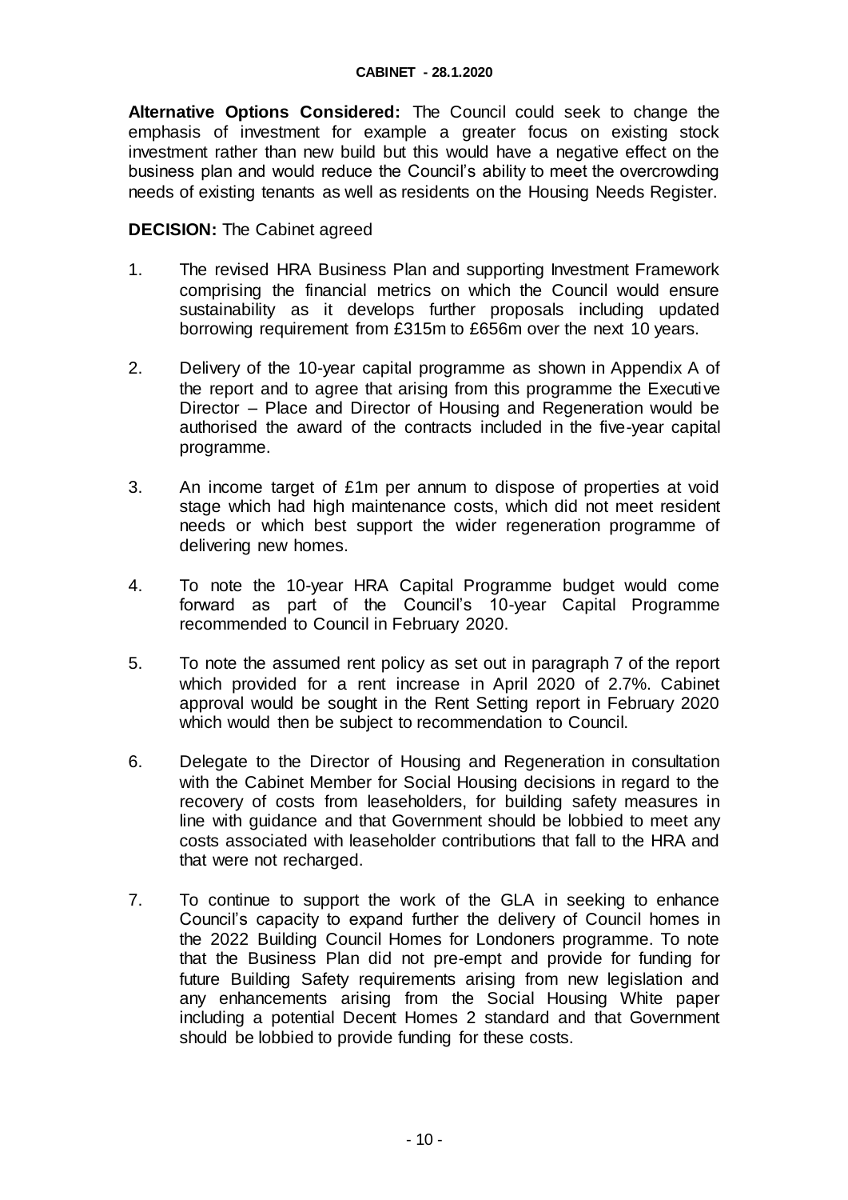**Alternative Options Considered:** The Council could seek to change the emphasis of investment for example a greater focus on existing stock investment rather than new build but this would have a negative effect on the business plan and would reduce the Council's ability to meet the overcrowding needs of existing tenants as well as residents on the Housing Needs Register.

**DECISION:** The Cabinet agreed

1. The revised HRA Business Plan and supporting Investment Framework comprising the financial metrics on which the Council would ensure sustainability as it develops further proposals including updated borrowing requirement from £315m to £656m over the next 10 years.

2. Delivery of the 10-year capital programme as shown in Appendix A of the report and to agree that arising from this programme the Executive Director – Place and Director of Housing and Regeneration would be authorised the award of the contracts included in the five-year capital programme.

3. An income target of £1m per annum to dispose of properties at void stage which had high maintenance costs, which did not meet resident needs or which best support the wider regeneration programme of delivering new homes.

4. To note the 10-year HRA Capital Programme budget would come forward as part of the Council's 10-year Capital Programme recommended to Council in February 2020.

5. To note the assumed rent policy as set out in paragraph 7 of the report which provided for a rent increase in April 2020 of 2.7%. Cabinet approval would be sought in the Rent Setting report in February 2020 which would then be subject to recommendation to Council.

6. Delegate to the Director of Housing and Regeneration in consultation with the Cabinet Member for Social Housing decisions in regard to the recovery of costs from leaseholders, for building safety measures in line with guidance and that Government should be lobbied to meet any costs associated with leaseholder contributions that fall to the HRA and that were not recharged.

7. To continue to support the work of the GLA in seeking to enhance Council's capacity to expand further the delivery of Council homes in the 2022 Building Council Homes for Londoners programme. To note that the Business Plan did not pre-empt and provide for funding for future Building Safety requirements arising from new legislation and any enhancements arising from the Social Housing White paper including a potential Decent Homes 2 standard and that Government should be lobbied to provide funding for these costs.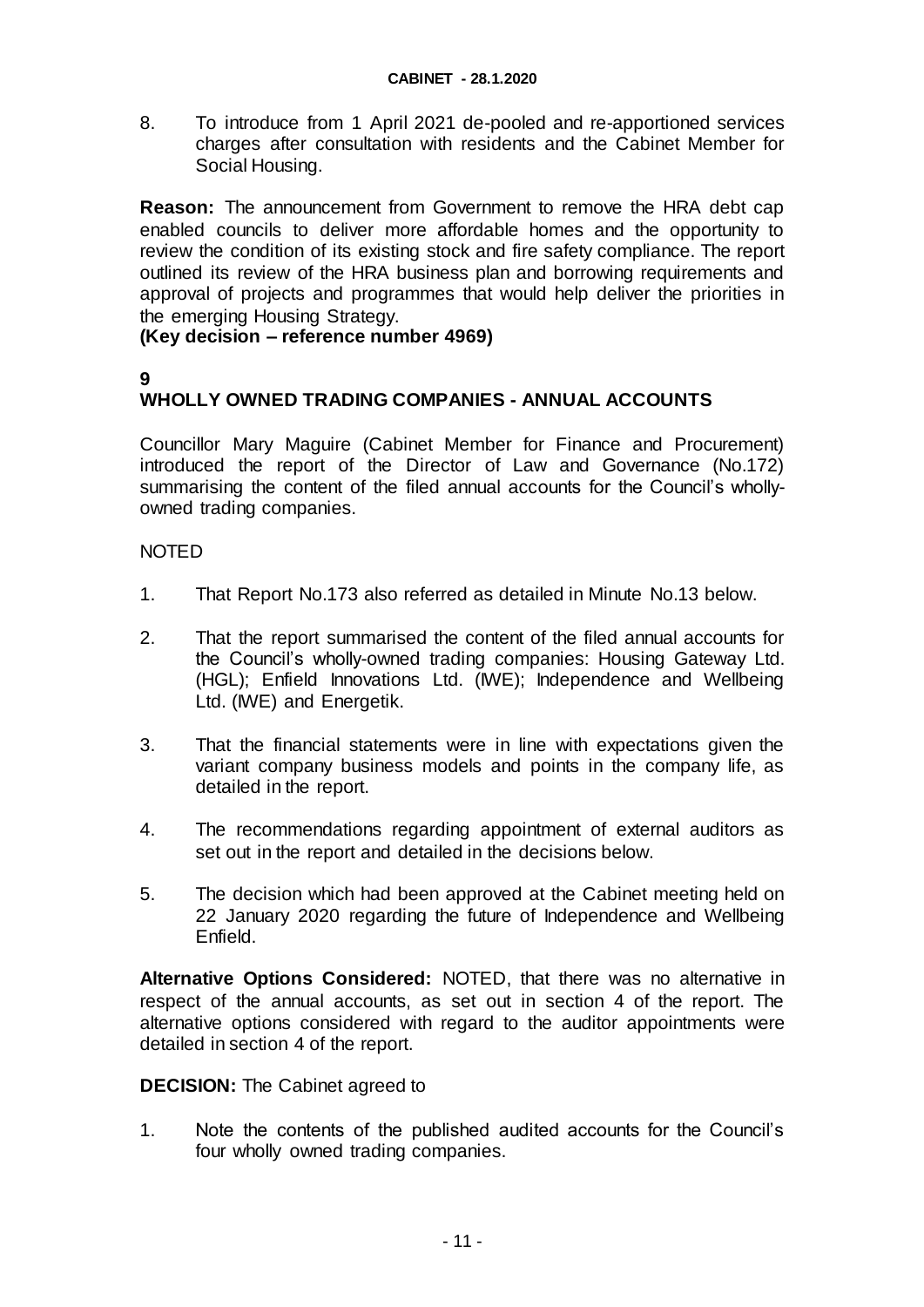8. To introduce from 1 April 2021 de-pooled and re-apportioned services charges after consultation with residents and the Cabinet Member for Social Housing.

**Reason:** The announcement from Government to remove the HRA debt cap enabled councils to deliver more affordable homes and the opportunity to review the condition of its existing stock and fire safety compliance. The report outlined its review of the HRA business plan and borrowing requirements and approval of projects and programmes that would help deliver the priorities in the emerging Housing Strategy.
**(Key decision – reference number 4969)**

**9**
## WHOLLY OWNED TRADING COMPANIES - ANNUAL ACCOUNTS

Councillor Mary Maguire (Cabinet Member for Finance and Procurement) introduced the report of the Director of Law and Governance (No.172) summarising the content of the filed annual accounts for the Council's wholly-owned trading companies.

NOTED

1. That Report No.173 also referred as detailed in Minute No.13 below.

2. That the report summarised the content of the filed annual accounts for the Council's wholly-owned trading companies: Housing Gateway Ltd. (HGL); Enfield Innovations Ltd. (IWE); Independence and Wellbeing Ltd. (IWE) and Energetik.

3. That the financial statements were in line with expectations given the variant company business models and points in the company life, as detailed in the report.

4. The recommendations regarding appointment of external auditors as set out in the report and detailed in the decisions below.

5. The decision which had been approved at the Cabinet meeting held on 22 January 2020 regarding the future of Independence and Wellbeing Enfield.

**Alternative Options Considered:** NOTED, that there was no alternative in respect of the annual accounts, as set out in section 4 of the report. The alternative options considered with regard to the auditor appointments were detailed in section 4 of the report.

**DECISION:** The Cabinet agreed to

1. Note the contents of the published audited accounts for the Council's four wholly owned trading companies.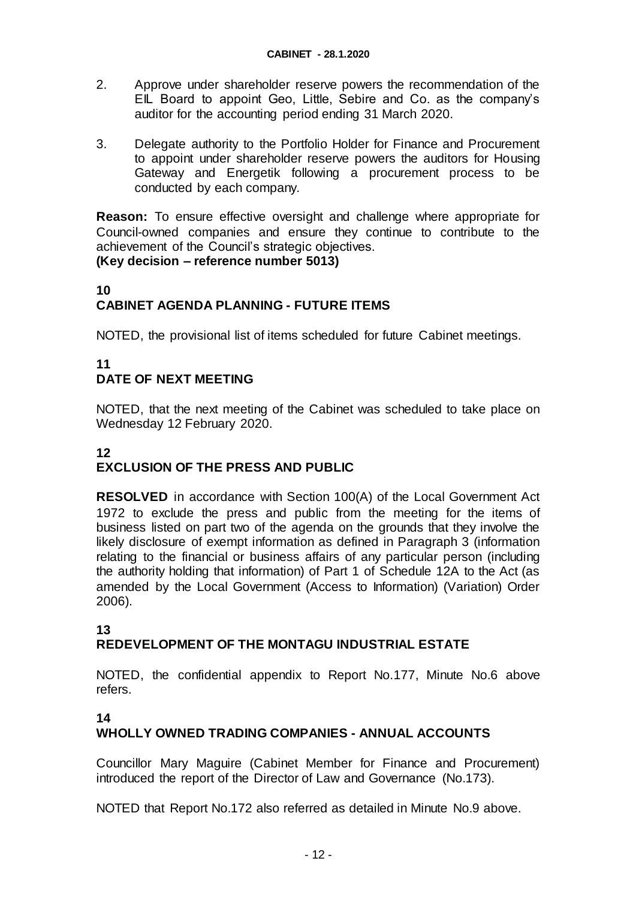2. Approve under shareholder reserve powers the recommendation of the EIL Board to appoint Geo, Little, Sebire and Co. as the company's auditor for the accounting period ending 31 March 2020.

3. Delegate authority to the Portfolio Holder for Finance and Procurement to appoint under shareholder reserve powers the auditors for Housing Gateway and Energetik following a procurement process to be conducted by each company.

**Reason:** To ensure effective oversight and challenge where appropriate for Council-owned companies and ensure they continue to contribute to the achievement of the Council's strategic objectives.
**(Key decision – reference number 5013)**

## 10
## CABINET AGENDA PLANNING - FUTURE ITEMS

NOTED, the provisional list of items scheduled for future Cabinet meetings.

## 11
## DATE OF NEXT MEETING

NOTED, that the next meeting of the Cabinet was scheduled to take place on Wednesday 12 February 2020.

## 12
## EXCLUSION OF THE PRESS AND PUBLIC

**RESOLVED** in accordance with Section 100(A) of the Local Government Act 1972 to exclude the press and public from the meeting for the items of business listed on part two of the agenda on the grounds that they involve the likely disclosure of exempt information as defined in Paragraph 3 (information relating to the financial or business affairs of any particular person (including the authority holding that information) of Part 1 of Schedule 12A to the Act (as amended by the Local Government (Access to Information) (Variation) Order 2006).

## 13
## REDEVELOPMENT OF THE MONTAGU INDUSTRIAL ESTATE

NOTED, the confidential appendix to Report No.177, Minute No.6 above refers.

## 14
## WHOLLY OWNED TRADING COMPANIES - ANNUAL ACCOUNTS

Councillor Mary Maguire (Cabinet Member for Finance and Procurement) introduced the report of the Director of Law and Governance (No.173).

NOTED that Report No.172 also referred as detailed in Minute No.9 above.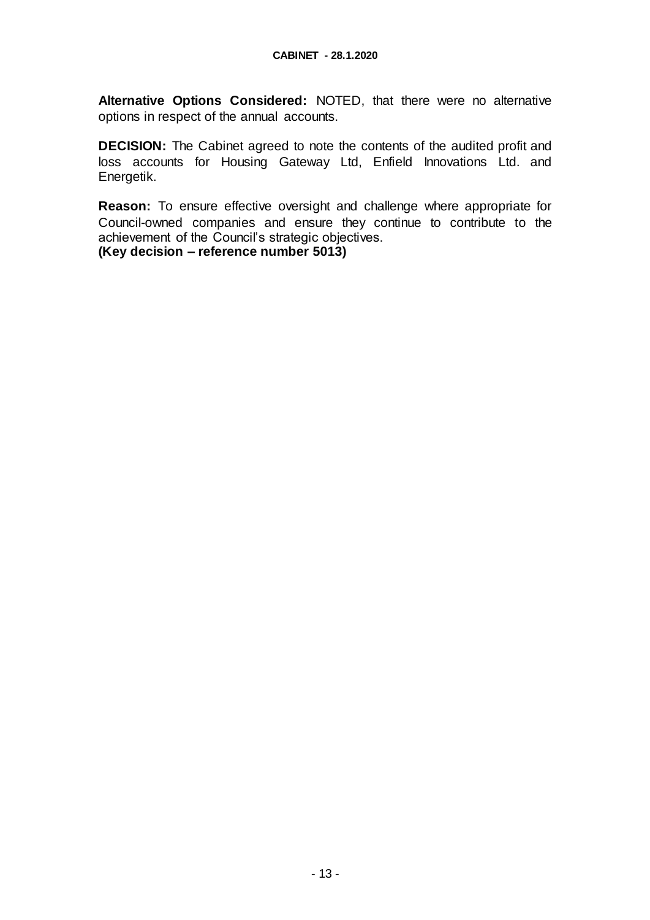**Alternative Options Considered:** NOTED, that there were no alternative options in respect of the annual accounts.

**DECISION:** The Cabinet agreed to note the contents of the audited profit and loss accounts for Housing Gateway Ltd, Enfield Innovations Ltd. and Energetik.

**Reason:** To ensure effective oversight and challenge where appropriate for Council-owned companies and ensure they continue to contribute to the achievement of the Council's strategic objectives.
**(Key decision – reference number 5013)**